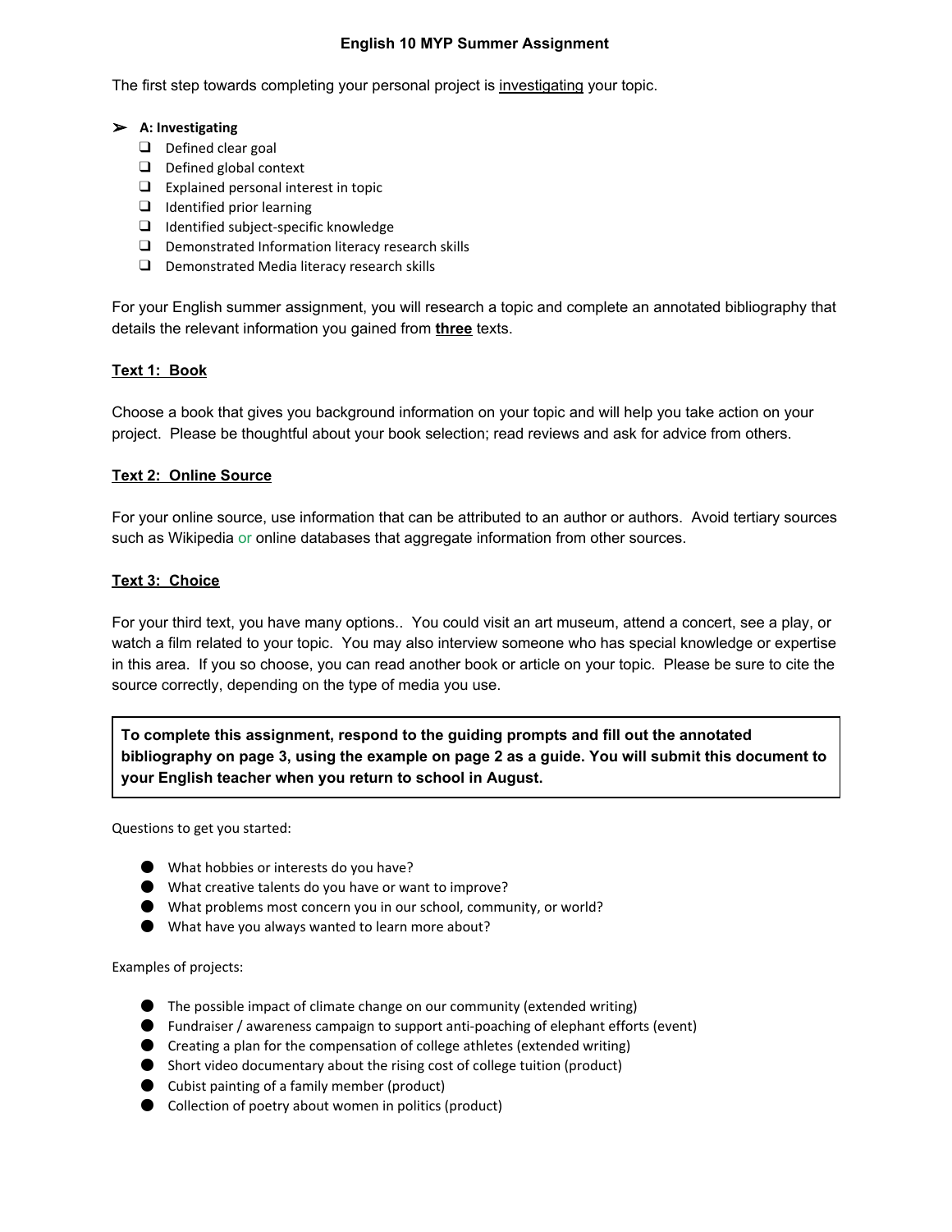# English 10 MYP Summer Assignment

The first step towards completing your personal project is investigating your topic.

➢ **A: Investigating**
- ❑ Defined clear goal
- ❑ Defined global context
- ❑ Explained personal interest in topic
- ❑ Identified prior learning
- ❑ Identified subject-specific knowledge
- ❑ Demonstrated Information literacy research skills
- ❑ Demonstrated Media literacy research skills

For your English summer assignment, you will research a topic and complete an annotated bibliography that details the relevant information you gained from **three** texts.

## Text 1: Book

Choose a book that gives you background information on your topic and will help you take action on your project. Please be thoughtful about your book selection; read reviews and ask for advice from others.

## Text 2: Online Source

For your online source, use information that can be attributed to an author or authors. Avoid tertiary sources such as Wikipedia or online databases that aggregate information from other sources.

## Text 3: Choice

For your third text, you have many options.. You could visit an art museum, attend a concert, see a play, or watch a film related to your topic. You may also interview someone who has special knowledge or expertise in this area. If you so choose, you can read another book or article on your topic. Please be sure to cite the source correctly, depending on the type of media you use.

> **To complete this assignment, respond to the guiding prompts and fill out the annotated bibliography on page 3, using the example on page 2 as a guide. You will submit this document to your English teacher when you return to school in August.**

Questions to get you started:

- What hobbies or interests do you have?
- What creative talents do you have or want to improve?
- What problems most concern you in our school, community, or world?
- What have you always wanted to learn more about?

Examples of projects:

- The possible impact of climate change on our community (extended writing)
- Fundraiser / awareness campaign to support anti-poaching of elephant efforts (event)
- Creating a plan for the compensation of college athletes (extended writing)
- Short video documentary about the rising cost of college tuition (product)
- Cubist painting of a family member (product)
- Collection of poetry about women in politics (product)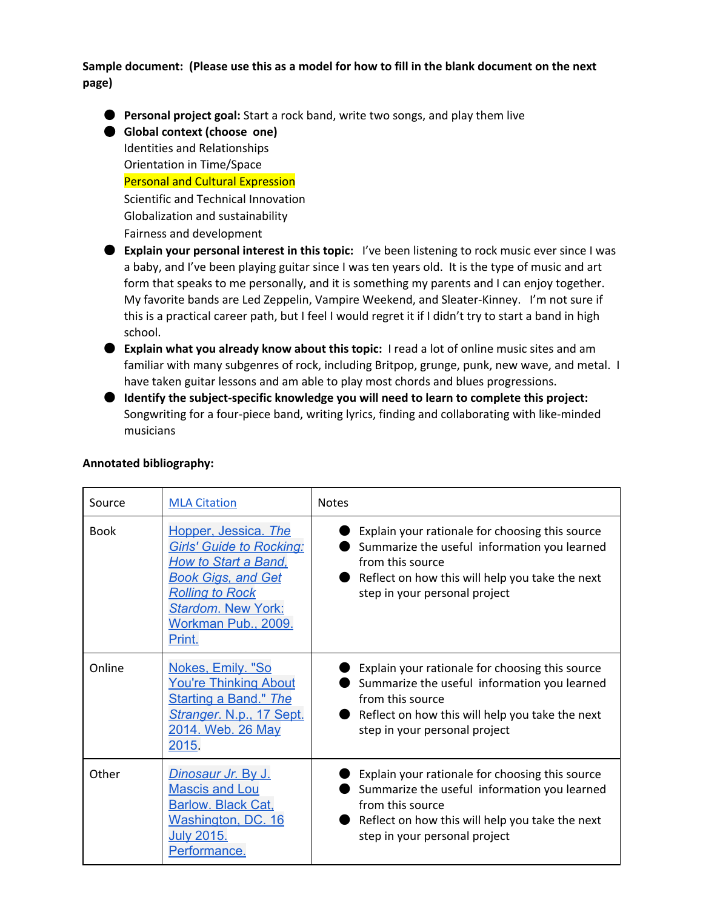**Sample document: (Please use this as a model for how to fill in the blank document on the next page)**

- **Personal project goal:** Start a rock band, write two songs, and play them live
- **Global context (choose one)**
  Identities and Relationships
  Orientation in Time/Space
  Personal and Cultural Expression
  Scientific and Technical Innovation
  Globalization and sustainability
  Fairness and development
- **Explain your personal interest in this topic:** I've been listening to rock music ever since I was a baby, and I've been playing guitar since I was ten years old. It is the type of music and art form that speaks to me personally, and it is something my parents and I can enjoy together. My favorite bands are Led Zeppelin, Vampire Weekend, and Sleater-Kinney. I'm not sure if this is a practical career path, but I feel I would regret it if I didn't try to start a band in high school.
- **Explain what you already know about this topic:** I read a lot of online music sites and am familiar with many subgenres of rock, including Britpop, grunge, punk, new wave, and metal. I have taken guitar lessons and am able to play most chords and blues progressions.
- **Identify the subject-specific knowledge you will need to learn to complete this project:** Songwriting for a four-piece band, writing lyrics, finding and collaborating with like-minded musicians

**Annotated bibliography:**

| Source | MLA Citation | Notes |
|---|---|---|
| Book | Hopper, Jessica. *The Girls' Guide to Rocking: How to Start a Band, Book Gigs, and Get Rolling to Rock Stardom*. New York: Workman Pub., 2009. Print. | • Explain your rationale for choosing this source<br>• Summarize the useful information you learned from this source<br>• Reflect on how this will help you take the next step in your personal project |
| Online | Nokes, Emily. "So You're Thinking About Starting a Band." *The Stranger*. N.p., 17 Sept. 2014. Web. 26 May 2015. | • Explain your rationale for choosing this source<br>• Summarize the useful information you learned from this source<br>• Reflect on how this will help you take the next step in your personal project |
| Other | *Dinosaur Jr.* By J. Mascis and Lou Barlow. Black Cat, Washington, DC. 16 July 2015. Performance. | • Explain your rationale for choosing this source<br>• Summarize the useful information you learned from this source<br>• Reflect on how this will help you take the next step in your personal project |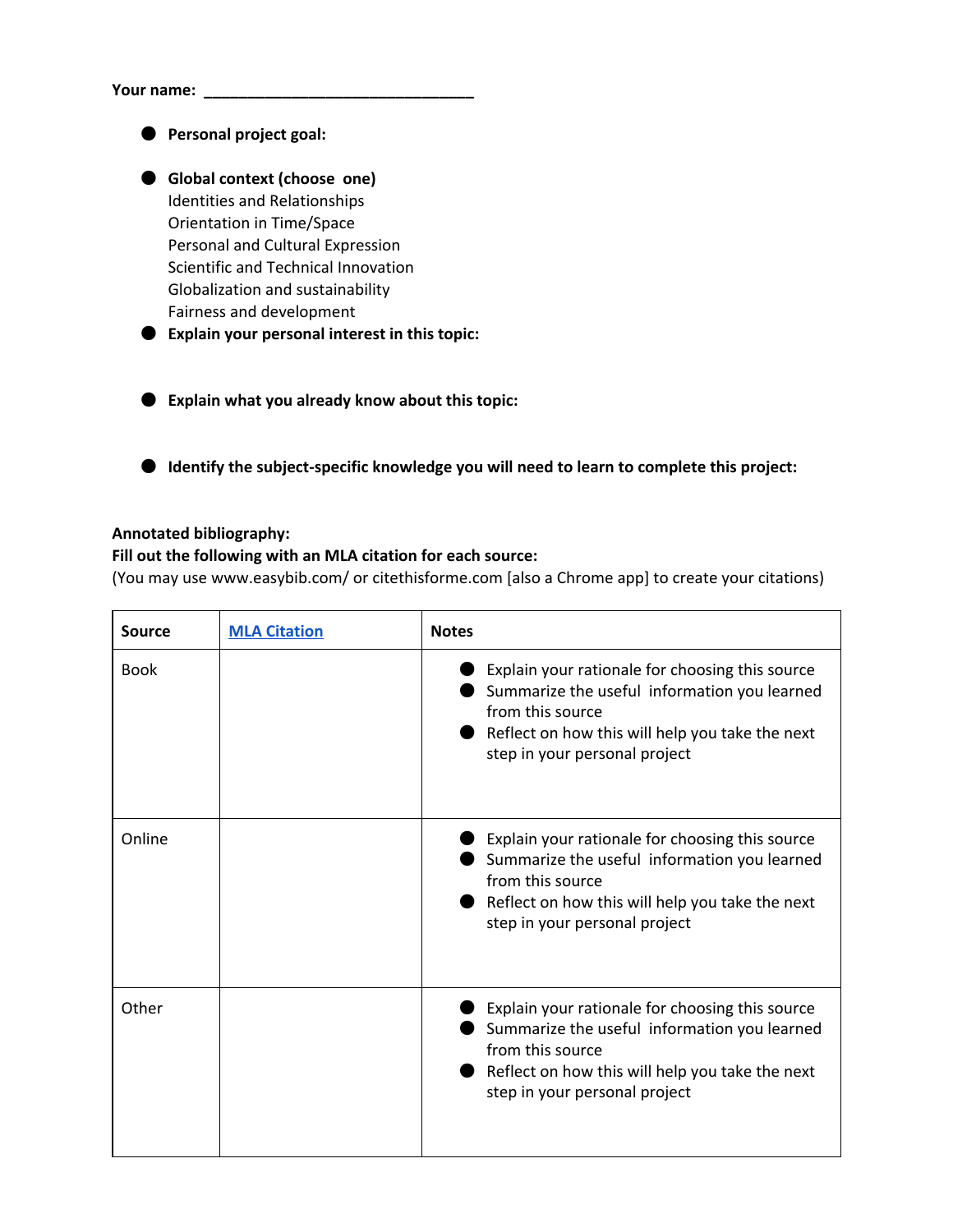**Your name:** ________________________________

- **Personal project goal:**

- **Global context (choose one)**
  Identities and Relationships
  Orientation in Time/Space
  Personal and Cultural Expression
  Scientific and Technical Innovation
  Globalization and sustainability
  Fairness and development
- **Explain your personal interest in this topic:**

- **Explain what you already know about this topic:**

- **Identify the subject-specific knowledge you will need to learn to complete this project:**

**Annotated bibliography:**
**Fill out the following with an MLA citation for each source:**
(You may use www.easybib.com/ or citethisforme.com [also a Chrome app] to create your citations)

| Source | MLA Citation | Notes |
|---|---|---|
| Book | | • Explain your rationale for choosing this source<br>• Summarize the useful information you learned from this source<br>• Reflect on how this will help you take the next step in your personal project |
| Online | | • Explain your rationale for choosing this source<br>• Summarize the useful information you learned from this source<br>• Reflect on how this will help you take the next step in your personal project |
| Other | | • Explain your rationale for choosing this source<br>• Summarize the useful information you learned from this source<br>• Reflect on how this will help you take the next step in your personal project |